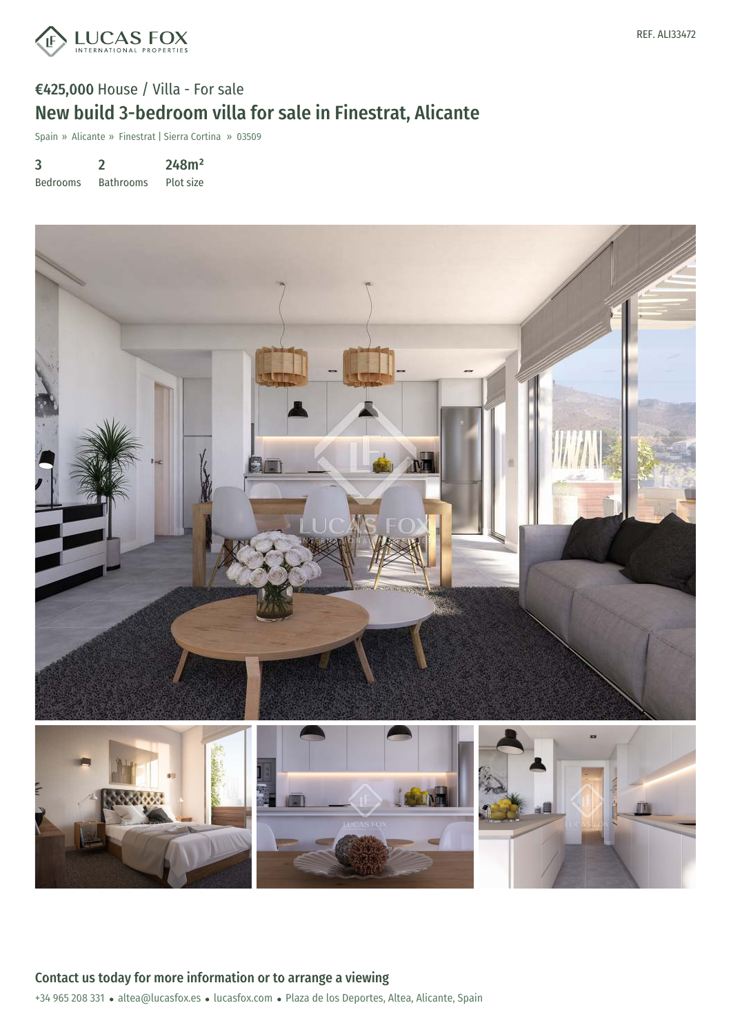REF. ALI33472

**€425,000** House / Villa - For sale

# New build 3-bedroom villa for sale in Finestrat, Alicante

Spain » Alicante » Finestrat | Sierra Cortina » 03509

| 3 | 2 | 248m² |
|---|---|---|
| Bedrooms | Bathrooms | Plot size |

## Contact us today for more information or to arrange a viewing

+34 965 208 331 • altea@lucasfox.es • lucasfox.com • Plaza de los Deportes, Altea, Alicante, Spain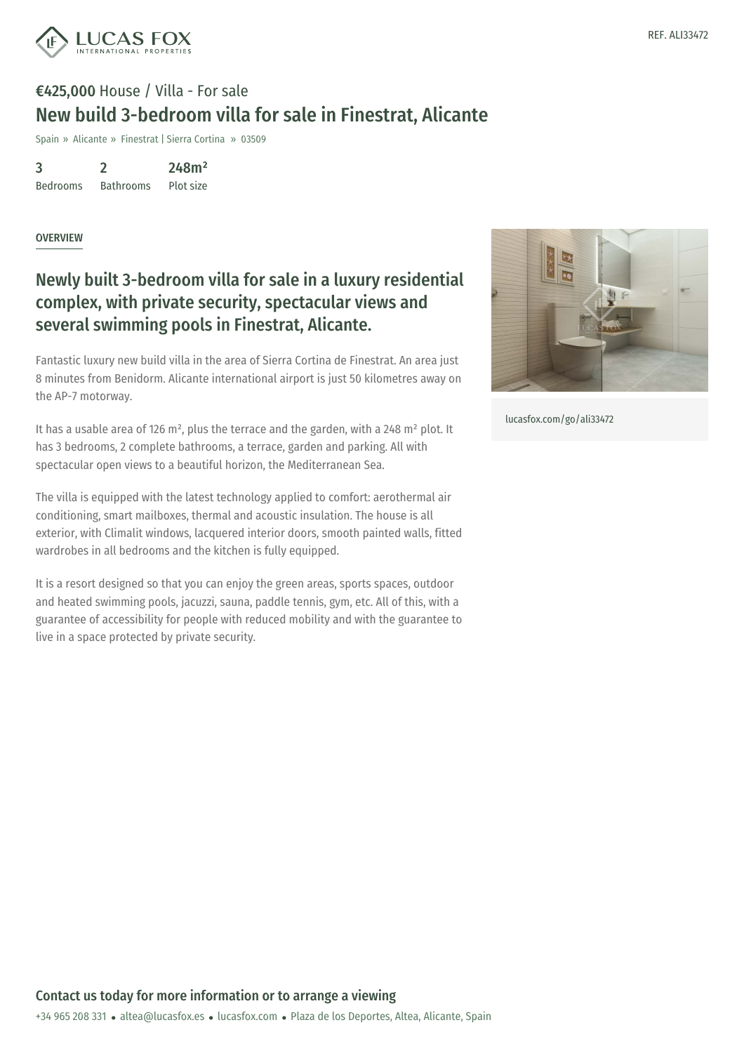REF. ALI33472

**€425,000** House / Villa - For sale

# New build 3-bedroom villa for sale in Finestrat, Alicante

Spain » Alicante » Finestrat | Sierra Cortina » 03509

| 3 | 2 | 248m² |
|---|---|---|
| Bedrooms | Bathrooms | Plot size |

## OVERVIEW

## Newly built 3-bedroom villa for sale in a luxury residential complex, with private security, spectacular views and several swimming pools in Finestrat, Alicante.

Fantastic luxury new build villa in the area of Sierra Cortina de Finestrat. An area just 8 minutes from Benidorm. Alicante international airport is just 50 kilometres away on the AP-7 motorway.

It has a usable area of 126 m², plus the terrace and the garden, with a 248 m² plot. It has 3 bedrooms, 2 complete bathrooms, a terrace, garden and parking. All with spectacular open views to a beautiful horizon, the Mediterranean Sea.

The villa is equipped with the latest technology applied to comfort: aerothermal air conditioning, smart mailboxes, thermal and acoustic insulation. The house is all exterior, with Climalit windows, lacquered interior doors, smooth painted walls, fitted wardrobes in all bedrooms and the kitchen is fully equipped.

It is a resort designed so that you can enjoy the green areas, sports spaces, outdoor and heated swimming pools, jacuzzi, sauna, paddle tennis, gym, etc. All of this, with a guarantee of accessibility for people with reduced mobility and with the guarantee to live in a space protected by private security.

lucasfox.com/go/ali33472

## Contact us today for more information or to arrange a viewing

+34 965 208 331 • altea@lucasfox.es • lucasfox.com • Plaza de los Deportes, Altea, Alicante, Spain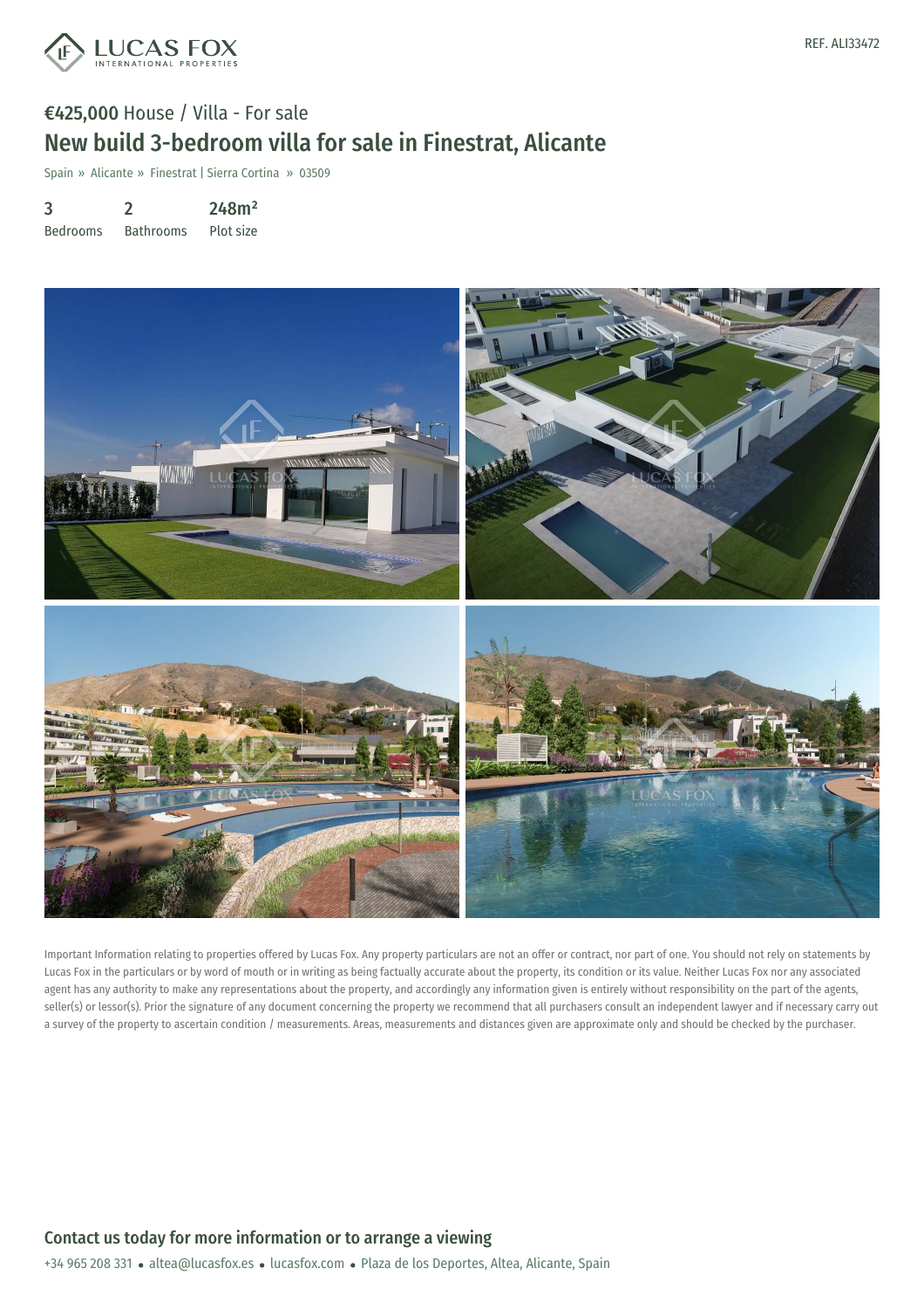REF. ALI33472

€425,000 House / Villa - For sale

# New build 3-bedroom villa for sale in Finestrat, Alicante

Spain » Alicante » Finestrat | Sierra Cortina » 03509

| 3 | 2 | 248m² |
|---|---|---|
| Bedrooms | Bathrooms | Plot size |

Important Information relating to properties offered by Lucas Fox. Any property particulars are not an offer or contract, nor part of one. You should not rely on statements by Lucas Fox in the particulars or by word of mouth or in writing as being factually accurate about the property, its condition or its value. Neither Lucas Fox nor any associated agent has any authority to make any representations about the property, and accordingly any information given is entirely without responsibility on the part of the agents, seller(s) or lessor(s). Prior the signature of any document concerning the property we recommend that all purchasers consult an independent lawyer and if necessary carry out a survey of the property to ascertain condition / measurements. Areas, measurements and distances given are approximate only and should be checked by the purchaser.

## Contact us today for more information or to arrange a viewing

+34 965 208 331 • altea@lucasfox.es • lucasfox.com • Plaza de los Deportes, Altea, Alicante, Spain